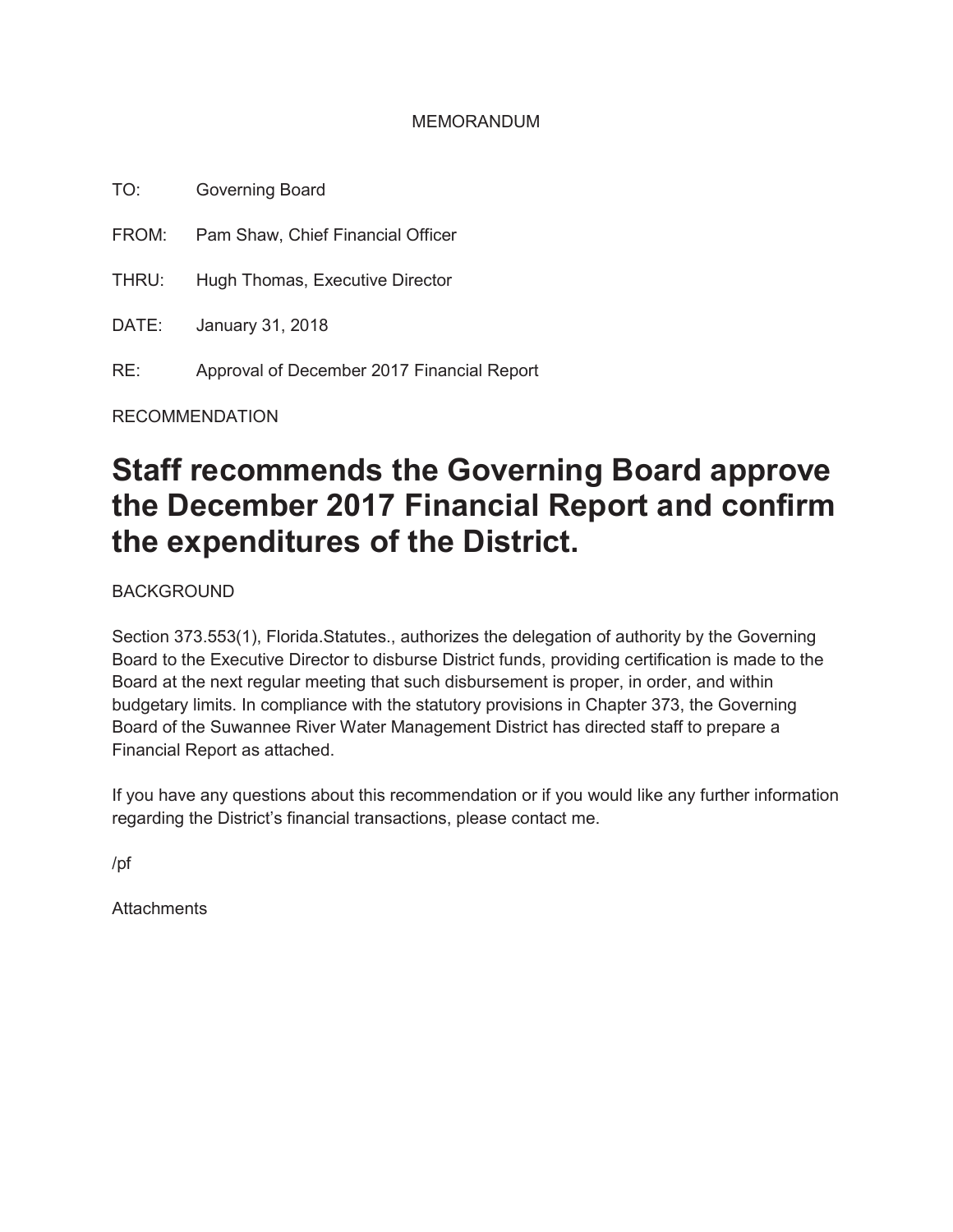MEMORANDUM

TO: Governing Board

FROM: Pam Shaw, Chief Financial Officer

THRU: Hugh Thomas, Executive Director

DATE: January 31, 2018

RE: Approval of December 2017 Financial Report

RECOMMENDATION

# Staff recommends the Governing Board approve the December 2017 Financial Report and confirm the expenditures of the District.

BACKGROUND

Section 373.553(1), Florida.Statutes., authorizes the delegation of authority by the Governing Board to the Executive Director to disburse District funds, providing certification is made to the Board at the next regular meeting that such disbursement is proper, in order, and within budgetary limits. In compliance with the statutory provisions in Chapter 373, the Governing Board of the Suwannee River Water Management District has directed staff to prepare a Financial Report as attached.

If you have any questions about this recommendation or if you would like any further information regarding the District's financial transactions, please contact me.

/pf

Attachments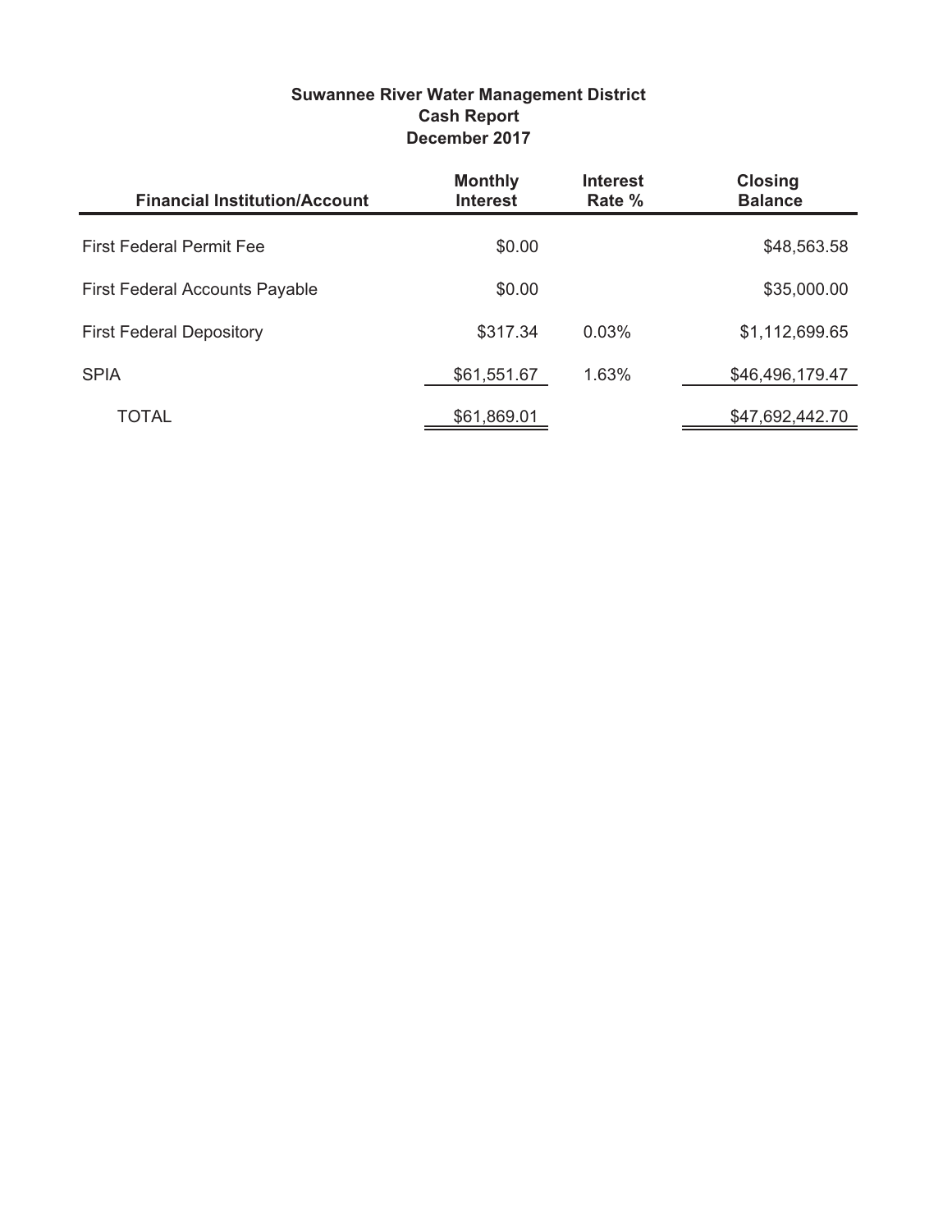**Suwannee River Water Management District**
**Cash Report**
**December 2017**

| Financial Institution/Account | Monthly Interest | Interest Rate % | Closing Balance |
|---|---|---|---|
| First Federal Permit Fee | $0.00 | | $48,563.58 |
| First Federal Accounts Payable | $0.00 | | $35,000.00 |
| First Federal Depository | $317.34 | 0.03% | $1,112,699.65 |
| SPIA | $61,551.67 | 1.63% | $46,496,179.47 |
| TOTAL | $61,869.01 | | $47,692,442.70 |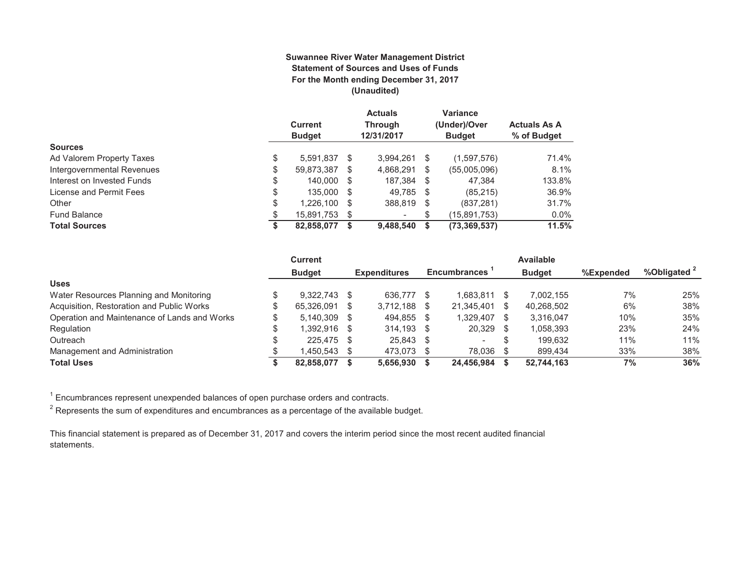**Suwannee River Water Management District**
**Statement of Sources and Uses of Funds**
**For the Month ending December 31, 2017**
**(Unaudited)**

| | Current Budget | Actuals Through 12/31/2017 | Variance (Under)/Over Budget | Actuals As A % of Budget |
|---|---|---|---|---|
| **Sources** | | | | |
| Ad Valorem Property Taxes | $ 5,591,837 | $ 3,994,261 | $ (1,597,576) | 71.4% |
| Intergovernmental Revenues | $ 59,873,387 | $ 4,868,291 | $ (55,005,096) | 8.1% |
| Interest on Invested Funds | $ 140,000 | $ 187,384 | $ 47,384 | 133.8% |
| License and Permit Fees | $ 135,000 | $ 49,785 | $ (85,215) | 36.9% |
| Other | $ 1,226,100 | $ 388,819 | $ (837,281) | 31.7% |
| Fund Balance | $ 15,891,753 | $ - | $ (15,891,753) | 0.0% |
| **Total Sources** | **$ 82,858,077** | **$ 9,488,540** | **$ (73,369,537)** | **11.5%** |

| | Current Budget | Expenditures | Encumbrances [1] | Available Budget | %Expended | %Obligated [2] |
|---|---|---|---|---|---|---|
| **Uses** | | | | | | |
| Water Resources Planning and Monitoring | $ 9,322,743 | $ 636,777 | $ 1,683,811 | $ 7,002,155 | 7% | 25% |
| Acquisition, Restoration and Public Works | $ 65,326,091 | $ 3,712,188 | $ 21,345,401 | $ 40,268,502 | 6% | 38% |
| Operation and Maintenance of Lands and Works | $ 5,140,309 | $ 494,855 | $ 1,329,407 | $ 3,316,047 | 10% | 35% |
| Regulation | $ 1,392,916 | $ 314,193 | $ 20,329 | $ 1,058,393 | 23% | 24% |
| Outreach | $ 225,475 | $ 25,843 | $ - | $ 199,632 | 11% | 11% |
| Management and Administration | $ 1,450,543 | $ 473,073 | $ 78,036 | $ 899,434 | 33% | 38% |
| **Total Uses** | **$ 82,858,077** | **$ 5,656,930** | **$ 24,456,984** | **$ 52,744,163** | **7%** | **36%** |

[1] Encumbrances represent unexpended balances of open purchase orders and contracts.

[2] Represents the sum of expenditures and encumbrances as a percentage of the available budget.

This financial statement is prepared as of December 31, 2017 and covers the interim period since the most recent audited financial statements.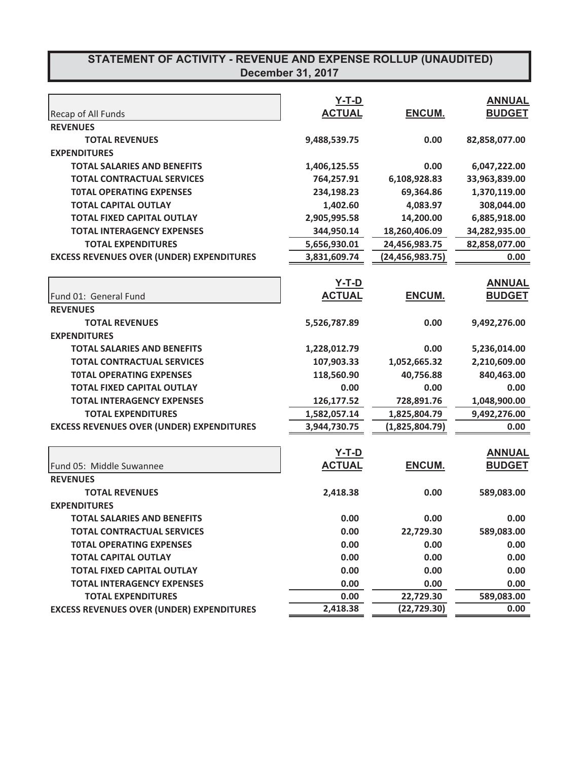# STATEMENT OF ACTIVITY - REVENUE AND EXPENSE ROLLUP (UNAUDITED)
## December 31, 2017

| Recap of All Funds | Y-T-D ACTUAL | ENCUM. | ANNUAL BUDGET |
|---|---|---|---|
| **REVENUES** | | | |
| **TOTAL REVENUES** | 9,488,539.75 | 0.00 | 82,858,077.00 |
| **EXPENDITURES** | | | |
| **TOTAL SALARIES AND BENEFITS** | 1,406,125.55 | 0.00 | 6,047,222.00 |
| **TOTAL CONTRACTUAL SERVICES** | 764,257.91 | 6,108,928.83 | 33,963,839.00 |
| **T0TAL OPERATING EXPENSES** | 234,198.23 | 69,364.86 | 1,370,119.00 |
| **TOTAL CAPITAL OUTLAY** | 1,402.60 | 4,083.97 | 308,044.00 |
| **TOTAL FIXED CAPITAL OUTLAY** | 2,905,995.58 | 14,200.00 | 6,885,918.00 |
| **TOTAL INTERAGENCY EXPENSES** | 344,950.14 | 18,260,406.09 | 34,282,935.00 |
| **TOTAL EXPENDITURES** | 5,656,930.01 | 24,456,983.75 | 82,858,077.00 |
| **EXCESS REVENUES OVER (UNDER) EXPENDITURES** | 3,831,609.74 | (24,456,983.75) | 0.00 |

| Fund 01: General Fund | Y-T-D ACTUAL | ENCUM. | ANNUAL BUDGET |
|---|---|---|---|
| **REVENUES** | | | |
| **TOTAL REVENUES** | 5,526,787.89 | 0.00 | 9,492,276.00 |
| **EXPENDITURES** | | | |
| **TOTAL SALARIES AND BENEFITS** | 1,228,012.79 | 0.00 | 5,236,014.00 |
| **TOTAL CONTRACTUAL SERVICES** | 107,903.33 | 1,052,665.32 | 2,210,609.00 |
| **T0TAL OPERATING EXPENSES** | 118,560.90 | 40,756.88 | 840,463.00 |
| **TOTAL FIXED CAPITAL OUTLAY** | 0.00 | 0.00 | 0.00 |
| **TOTAL INTERAGENCY EXPENSES** | 126,177.52 | 728,891.76 | 1,048,900.00 |
| **TOTAL EXPENDITURES** | 1,582,057.14 | 1,825,804.79 | 9,492,276.00 |
| **EXCESS REVENUES OVER (UNDER) EXPENDITURES** | 3,944,730.75 | (1,825,804.79) | 0.00 |

| Fund 05: Middle Suwannee | Y-T-D ACTUAL | ENCUM. | ANNUAL BUDGET |
|---|---|---|---|
| **REVENUES** | | | |
| **TOTAL REVENUES** | 2,418.38 | 0.00 | 589,083.00 |
| **EXPENDITURES** | | | |
| **TOTAL SALARIES AND BENEFITS** | 0.00 | 0.00 | 0.00 |
| **TOTAL CONTRACTUAL SERVICES** | 0.00 | 22,729.30 | 589,083.00 |
| **T0TAL OPERATING EXPENSES** | 0.00 | 0.00 | 0.00 |
| **TOTAL CAPITAL OUTLAY** | 0.00 | 0.00 | 0.00 |
| **TOTAL FIXED CAPITAL OUTLAY** | 0.00 | 0.00 | 0.00 |
| **TOTAL INTERAGENCY EXPENSES** | 0.00 | 0.00 | 0.00 |
| **TOTAL EXPENDITURES** | 0.00 | 22,729.30 | 589,083.00 |
| **EXCESS REVENUES OVER (UNDER) EXPENDITURES** | 2,418.38 | (22,729.30) | 0.00 |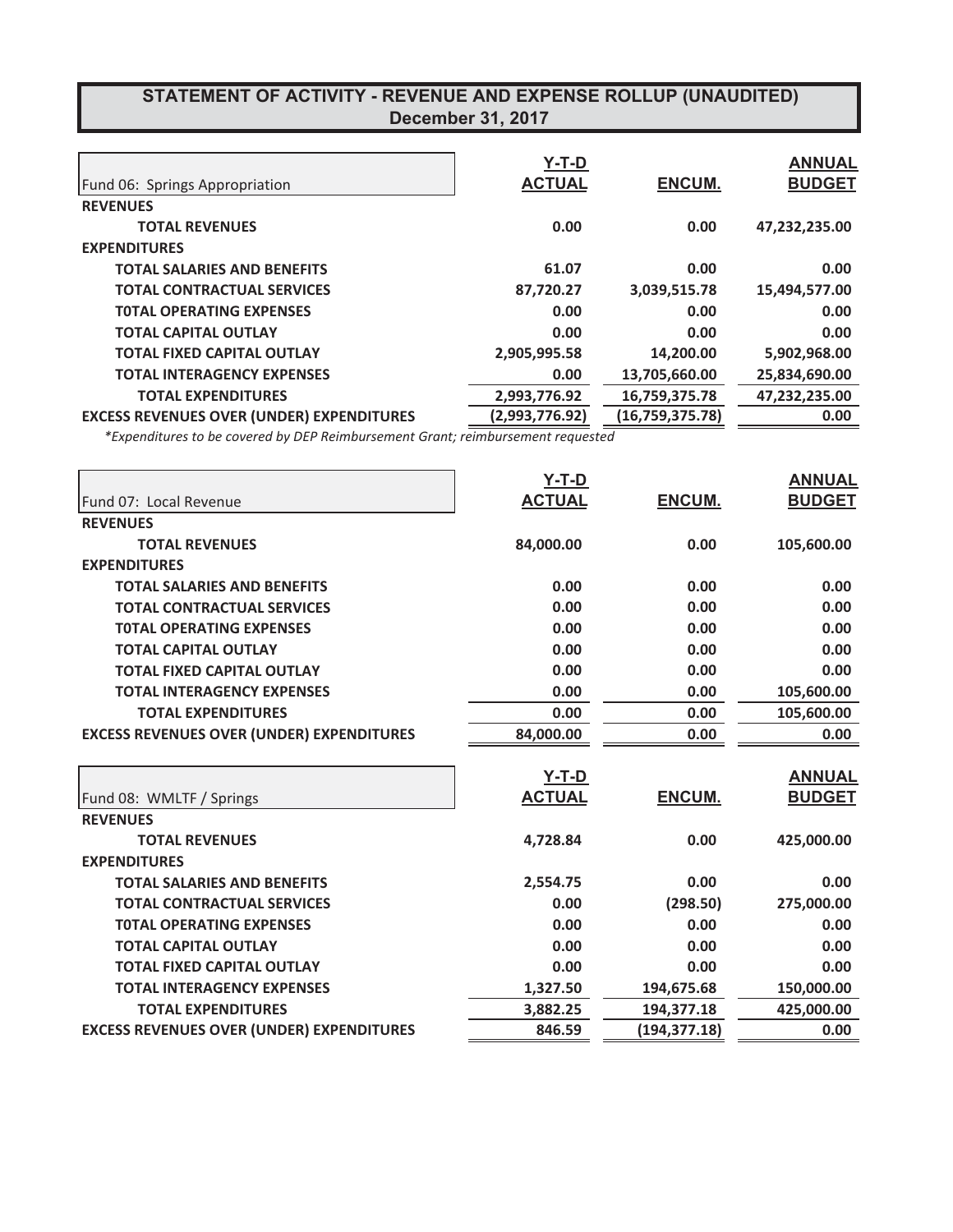# STATEMENT OF ACTIVITY - REVENUE AND EXPENSE ROLLUP (UNAUDITED)
## December 31, 2017

| Fund 06: Springs Appropriation | Y-T-D ACTUAL | ENCUM. | ANNUAL BUDGET |
|---|---|---|---|
| **REVENUES** | | | |
| **TOTAL REVENUES** | 0.00 | 0.00 | 47,232,235.00 |
| **EXPENDITURES** | | | |
| **TOTAL SALARIES AND BENEFITS** | 61.07 | 0.00 | 0.00 |
| **TOTAL CONTRACTUAL SERVICES** | 87,720.27 | 3,039,515.78 | 15,494,577.00 |
| **T0TAL OPERATING EXPENSES** | 0.00 | 0.00 | 0.00 |
| **TOTAL CAPITAL OUTLAY** | 0.00 | 0.00 | 0.00 |
| **TOTAL FIXED CAPITAL OUTLAY** | 2,905,995.58 | 14,200.00 | 5,902,968.00 |
| **TOTAL INTERAGENCY EXPENSES** | 0.00 | 13,705,660.00 | 25,834,690.00 |
| **TOTAL EXPENDITURES** | 2,993,776.92 | 16,759,375.78 | 47,232,235.00 |
| **EXCESS REVENUES OVER (UNDER) EXPENDITURES** | (2,993,776.92) | (16,759,375.78) | 0.00 |

*\*Expenditures to be covered by DEP Reimbursement Grant; reimbursement requested*

| Fund 07: Local Revenue | Y-T-D ACTUAL | ENCUM. | ANNUAL BUDGET |
|---|---|---|---|
| **REVENUES** | | | |
| **TOTAL REVENUES** | 84,000.00 | 0.00 | 105,600.00 |
| **EXPENDITURES** | | | |
| **TOTAL SALARIES AND BENEFITS** | 0.00 | 0.00 | 0.00 |
| **TOTAL CONTRACTUAL SERVICES** | 0.00 | 0.00 | 0.00 |
| **T0TAL OPERATING EXPENSES** | 0.00 | 0.00 | 0.00 |
| **TOTAL CAPITAL OUTLAY** | 0.00 | 0.00 | 0.00 |
| **TOTAL FIXED CAPITAL OUTLAY** | 0.00 | 0.00 | 0.00 |
| **TOTAL INTERAGENCY EXPENSES** | 0.00 | 0.00 | 105,600.00 |
| **TOTAL EXPENDITURES** | 0.00 | 0.00 | 105,600.00 |
| **EXCESS REVENUES OVER (UNDER) EXPENDITURES** | 84,000.00 | 0.00 | 0.00 |

| Fund 08: WMLTF / Springs | Y-T-D ACTUAL | ENCUM. | ANNUAL BUDGET |
|---|---|---|---|
| **REVENUES** | | | |
| **TOTAL REVENUES** | 4,728.84 | 0.00 | 425,000.00 |
| **EXPENDITURES** | | | |
| **TOTAL SALARIES AND BENEFITS** | 2,554.75 | 0.00 | 0.00 |
| **TOTAL CONTRACTUAL SERVICES** | 0.00 | (298.50) | 275,000.00 |
| **T0TAL OPERATING EXPENSES** | 0.00 | 0.00 | 0.00 |
| **TOTAL CAPITAL OUTLAY** | 0.00 | 0.00 | 0.00 |
| **TOTAL FIXED CAPITAL OUTLAY** | 0.00 | 0.00 | 0.00 |
| **TOTAL INTERAGENCY EXPENSES** | 1,327.50 | 194,675.68 | 150,000.00 |
| **TOTAL EXPENDITURES** | 3,882.25 | 194,377.18 | 425,000.00 |
| **EXCESS REVENUES OVER (UNDER) EXPENDITURES** | 846.59 | (194,377.18) | 0.00 |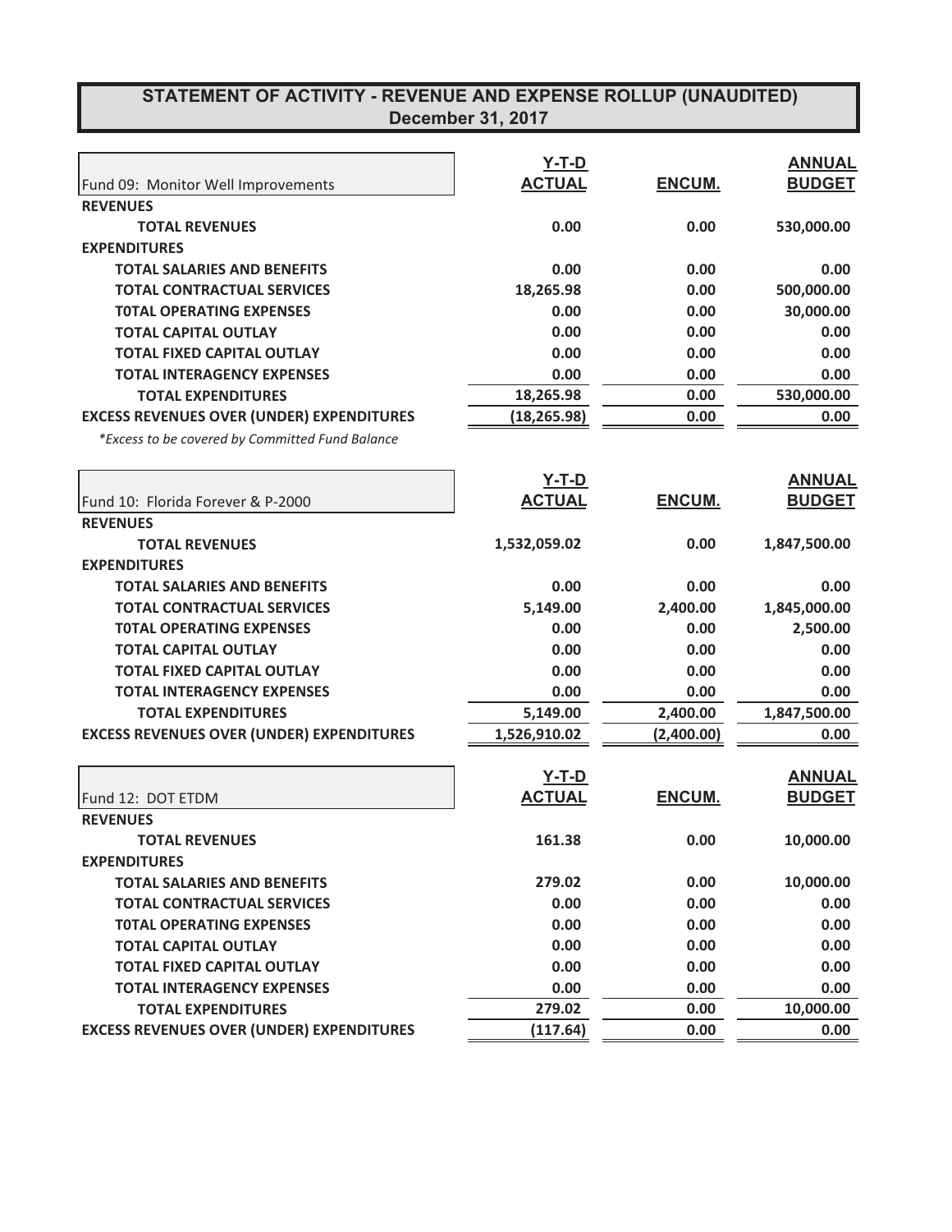# STATEMENT OF ACTIVITY - REVENUE AND EXPENSE ROLLUP (UNAUDITED)
## December 31, 2017

| Fund 09: Monitor Well Improvements | Y-T-D ACTUAL | ENCUM. | ANNUAL BUDGET |
|---|---|---|---|
| **REVENUES** | | | |
| **TOTAL REVENUES** | 0.00 | 0.00 | 530,000.00 |
| **EXPENDITURES** | | | |
| **TOTAL SALARIES AND BENEFITS** | 0.00 | 0.00 | 0.00 |
| **TOTAL CONTRACTUAL SERVICES** | 18,265.98 | 0.00 | 500,000.00 |
| **T0TAL OPERATING EXPENSES** | 0.00 | 0.00 | 30,000.00 |
| **TOTAL CAPITAL OUTLAY** | 0.00 | 0.00 | 0.00 |
| **TOTAL FIXED CAPITAL OUTLAY** | 0.00 | 0.00 | 0.00 |
| **TOTAL INTERAGENCY EXPENSES** | 0.00 | 0.00 | 0.00 |
| **TOTAL EXPENDITURES** | 18,265.98 | 0.00 | 530,000.00 |
| **EXCESS REVENUES OVER (UNDER) EXPENDITURES** | (18,265.98) | 0.00 | 0.00 |

*\*Excess to be covered by Committed Fund Balance*

| Fund 10: Florida Forever & P-2000 | Y-T-D ACTUAL | ENCUM. | ANNUAL BUDGET |
|---|---|---|---|
| **REVENUES** | | | |
| **TOTAL REVENUES** | 1,532,059.02 | 0.00 | 1,847,500.00 |
| **EXPENDITURES** | | | |
| **TOTAL SALARIES AND BENEFITS** | 0.00 | 0.00 | 0.00 |
| **TOTAL CONTRACTUAL SERVICES** | 5,149.00 | 2,400.00 | 1,845,000.00 |
| **T0TAL OPERATING EXPENSES** | 0.00 | 0.00 | 2,500.00 |
| **TOTAL CAPITAL OUTLAY** | 0.00 | 0.00 | 0.00 |
| **TOTAL FIXED CAPITAL OUTLAY** | 0.00 | 0.00 | 0.00 |
| **TOTAL INTERAGENCY EXPENSES** | 0.00 | 0.00 | 0.00 |
| **TOTAL EXPENDITURES** | 5,149.00 | 2,400.00 | 1,847,500.00 |
| **EXCESS REVENUES OVER (UNDER) EXPENDITURES** | 1,526,910.02 | (2,400.00) | 0.00 |

| Fund 12: DOT ETDM | Y-T-D ACTUAL | ENCUM. | ANNUAL BUDGET |
|---|---|---|---|
| **REVENUES** | | | |
| **TOTAL REVENUES** | 161.38 | 0.00 | 10,000.00 |
| **EXPENDITURES** | | | |
| **TOTAL SALARIES AND BENEFITS** | 279.02 | 0.00 | 10,000.00 |
| **TOTAL CONTRACTUAL SERVICES** | 0.00 | 0.00 | 0.00 |
| **T0TAL OPERATING EXPENSES** | 0.00 | 0.00 | 0.00 |
| **TOTAL CAPITAL OUTLAY** | 0.00 | 0.00 | 0.00 |
| **TOTAL FIXED CAPITAL OUTLAY** | 0.00 | 0.00 | 0.00 |
| **TOTAL INTERAGENCY EXPENSES** | 0.00 | 0.00 | 0.00 |
| **TOTAL EXPENDITURES** | 279.02 | 0.00 | 10,000.00 |
| **EXCESS REVENUES OVER (UNDER) EXPENDITURES** | (117.64) | 0.00 | 0.00 |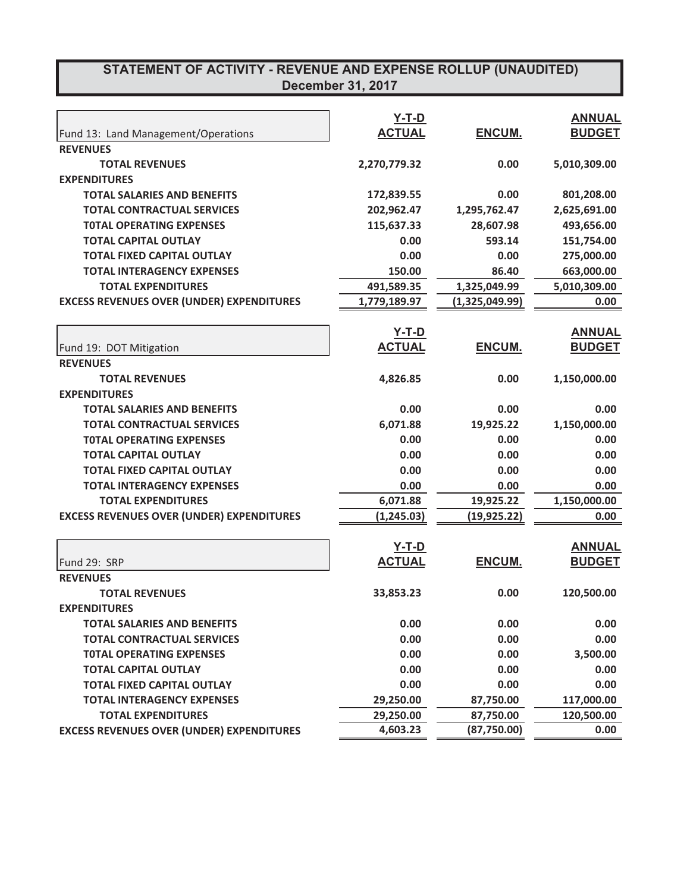# STATEMENT OF ACTIVITY - REVENUE AND EXPENSE ROLLUP (UNAUDITED)
## December 31, 2017

| Fund 13: Land Management/Operations | Y-T-D ACTUAL | ENCUM. | ANNUAL BUDGET |
|---|---|---|---|
| **REVENUES** | | | |
| **TOTAL REVENUES** | 2,270,779.32 | 0.00 | 5,010,309.00 |
| **EXPENDITURES** | | | |
| **TOTAL SALARIES AND BENEFITS** | 172,839.55 | 0.00 | 801,208.00 |
| **TOTAL CONTRACTUAL SERVICES** | 202,962.47 | 1,295,762.47 | 2,625,691.00 |
| **T0TAL OPERATING EXPENSES** | 115,637.33 | 28,607.98 | 493,656.00 |
| **TOTAL CAPITAL OUTLAY** | 0.00 | 593.14 | 151,754.00 |
| **TOTAL FIXED CAPITAL OUTLAY** | 0.00 | 0.00 | 275,000.00 |
| **TOTAL INTERAGENCY EXPENSES** | 150.00 | 86.40 | 663,000.00 |
| **TOTAL EXPENDITURES** | 491,589.35 | 1,325,049.99 | 5,010,309.00 |
| **EXCESS REVENUES OVER (UNDER) EXPENDITURES** | 1,779,189.97 | (1,325,049.99) | 0.00 |

| Fund 19: DOT Mitigation | Y-T-D ACTUAL | ENCUM. | ANNUAL BUDGET |
|---|---|---|---|
| **REVENUES** | | | |
| **TOTAL REVENUES** | 4,826.85 | 0.00 | 1,150,000.00 |
| **EXPENDITURES** | | | |
| **TOTAL SALARIES AND BENEFITS** | 0.00 | 0.00 | 0.00 |
| **TOTAL CONTRACTUAL SERVICES** | 6,071.88 | 19,925.22 | 1,150,000.00 |
| **T0TAL OPERATING EXPENSES** | 0.00 | 0.00 | 0.00 |
| **TOTAL CAPITAL OUTLAY** | 0.00 | 0.00 | 0.00 |
| **TOTAL FIXED CAPITAL OUTLAY** | 0.00 | 0.00 | 0.00 |
| **TOTAL INTERAGENCY EXPENSES** | 0.00 | 0.00 | 0.00 |
| **TOTAL EXPENDITURES** | 6,071.88 | 19,925.22 | 1,150,000.00 |
| **EXCESS REVENUES OVER (UNDER) EXPENDITURES** | (1,245.03) | (19,925.22) | 0.00 |

| Fund 29: SRP | Y-T-D ACTUAL | ENCUM. | ANNUAL BUDGET |
|---|---|---|---|
| **REVENUES** | | | |
| **TOTAL REVENUES** | 33,853.23 | 0.00 | 120,500.00 |
| **EXPENDITURES** | | | |
| **TOTAL SALARIES AND BENEFITS** | 0.00 | 0.00 | 0.00 |
| **TOTAL CONTRACTUAL SERVICES** | 0.00 | 0.00 | 0.00 |
| **T0TAL OPERATING EXPENSES** | 0.00 | 0.00 | 3,500.00 |
| **TOTAL CAPITAL OUTLAY** | 0.00 | 0.00 | 0.00 |
| **TOTAL FIXED CAPITAL OUTLAY** | 0.00 | 0.00 | 0.00 |
| **TOTAL INTERAGENCY EXPENSES** | 29,250.00 | 87,750.00 | 117,000.00 |
| **TOTAL EXPENDITURES** | 29,250.00 | 87,750.00 | 120,500.00 |
| **EXCESS REVENUES OVER (UNDER) EXPENDITURES** | 4,603.23 | (87,750.00) | 0.00 |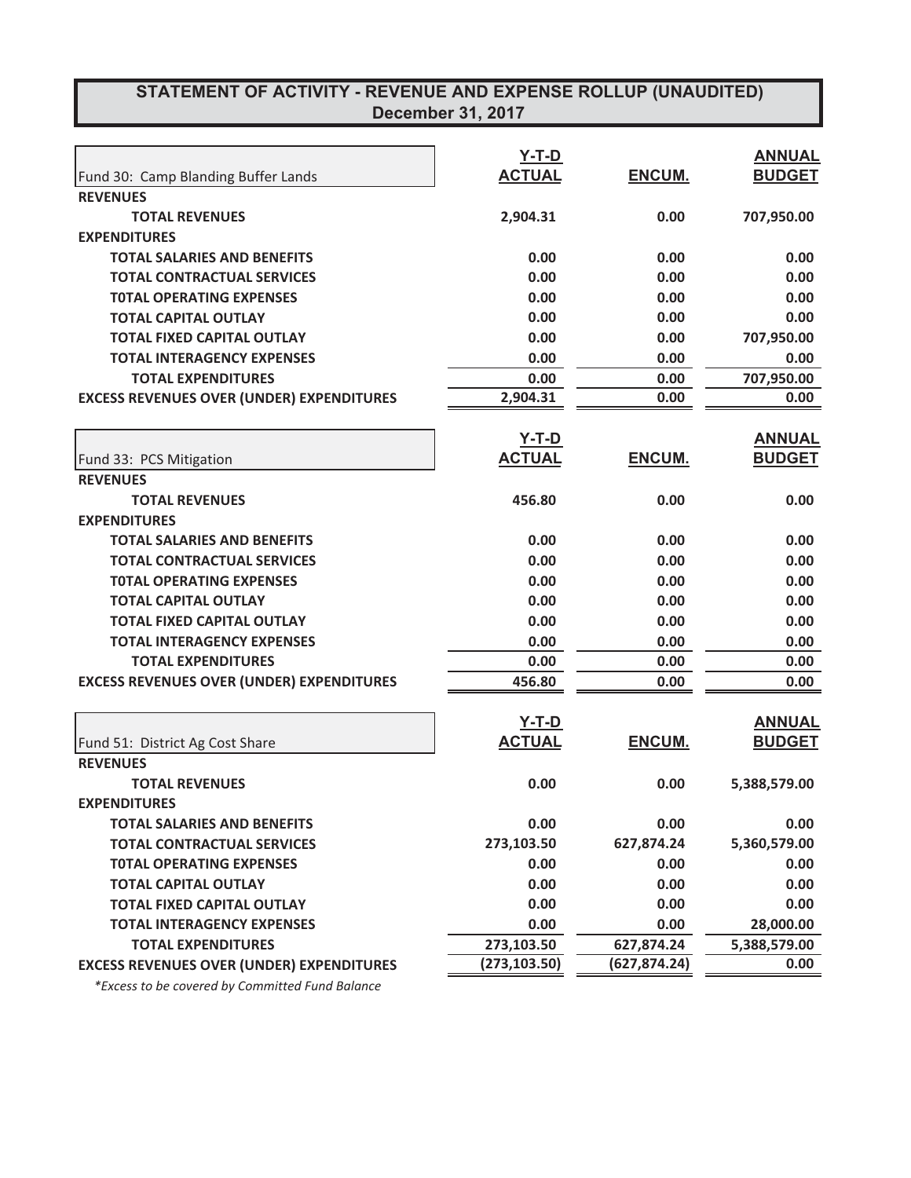# STATEMENT OF ACTIVITY - REVENUE AND EXPENSE ROLLUP (UNAUDITED)
## December 31, 2017

| Fund 30: Camp Blanding Buffer Lands | Y-T-D ACTUAL | ENCUM. | ANNUAL BUDGET |
|---|---|---|---|
| **REVENUES** | | | |
| **TOTAL REVENUES** | 2,904.31 | 0.00 | 707,950.00 |
| **EXPENDITURES** | | | |
| **TOTAL SALARIES AND BENEFITS** | 0.00 | 0.00 | 0.00 |
| **TOTAL CONTRACTUAL SERVICES** | 0.00 | 0.00 | 0.00 |
| **T0TAL OPERATING EXPENSES** | 0.00 | 0.00 | 0.00 |
| **TOTAL CAPITAL OUTLAY** | 0.00 | 0.00 | 0.00 |
| **TOTAL FIXED CAPITAL OUTLAY** | 0.00 | 0.00 | 707,950.00 |
| **TOTAL INTERAGENCY EXPENSES** | 0.00 | 0.00 | 0.00 |
| **TOTAL EXPENDITURES** | 0.00 | 0.00 | 707,950.00 |
| **EXCESS REVENUES OVER (UNDER) EXPENDITURES** | 2,904.31 | 0.00 | 0.00 |

| Fund 33: PCS Mitigation | Y-T-D ACTUAL | ENCUM. | ANNUAL BUDGET |
|---|---|---|---|
| **REVENUES** | | | |
| **TOTAL REVENUES** | 456.80 | 0.00 | 0.00 |
| **EXPENDITURES** | | | |
| **TOTAL SALARIES AND BENEFITS** | 0.00 | 0.00 | 0.00 |
| **TOTAL CONTRACTUAL SERVICES** | 0.00 | 0.00 | 0.00 |
| **T0TAL OPERATING EXPENSES** | 0.00 | 0.00 | 0.00 |
| **TOTAL CAPITAL OUTLAY** | 0.00 | 0.00 | 0.00 |
| **TOTAL FIXED CAPITAL OUTLAY** | 0.00 | 0.00 | 0.00 |
| **TOTAL INTERAGENCY EXPENSES** | 0.00 | 0.00 | 0.00 |
| **TOTAL EXPENDITURES** | 0.00 | 0.00 | 0.00 |
| **EXCESS REVENUES OVER (UNDER) EXPENDITURES** | 456.80 | 0.00 | 0.00 |

| Fund 51: District Ag Cost Share | Y-T-D ACTUAL | ENCUM. | ANNUAL BUDGET |
|---|---|---|---|
| **REVENUES** | | | |
| **TOTAL REVENUES** | 0.00 | 0.00 | 5,388,579.00 |
| **EXPENDITURES** | | | |
| **TOTAL SALARIES AND BENEFITS** | 0.00 | 0.00 | 0.00 |
| **TOTAL CONTRACTUAL SERVICES** | 273,103.50 | 627,874.24 | 5,360,579.00 |
| **T0TAL OPERATING EXPENSES** | 0.00 | 0.00 | 0.00 |
| **TOTAL CAPITAL OUTLAY** | 0.00 | 0.00 | 0.00 |
| **TOTAL FIXED CAPITAL OUTLAY** | 0.00 | 0.00 | 0.00 |
| **TOTAL INTERAGENCY EXPENSES** | 0.00 | 0.00 | 28,000.00 |
| **TOTAL EXPENDITURES** | 273,103.50 | 627,874.24 | 5,388,579.00 |
| **EXCESS REVENUES OVER (UNDER) EXPENDITURES** | (273,103.50) | (627,874.24) | 0.00 |

*\*Excess to be covered by Committed Fund Balance*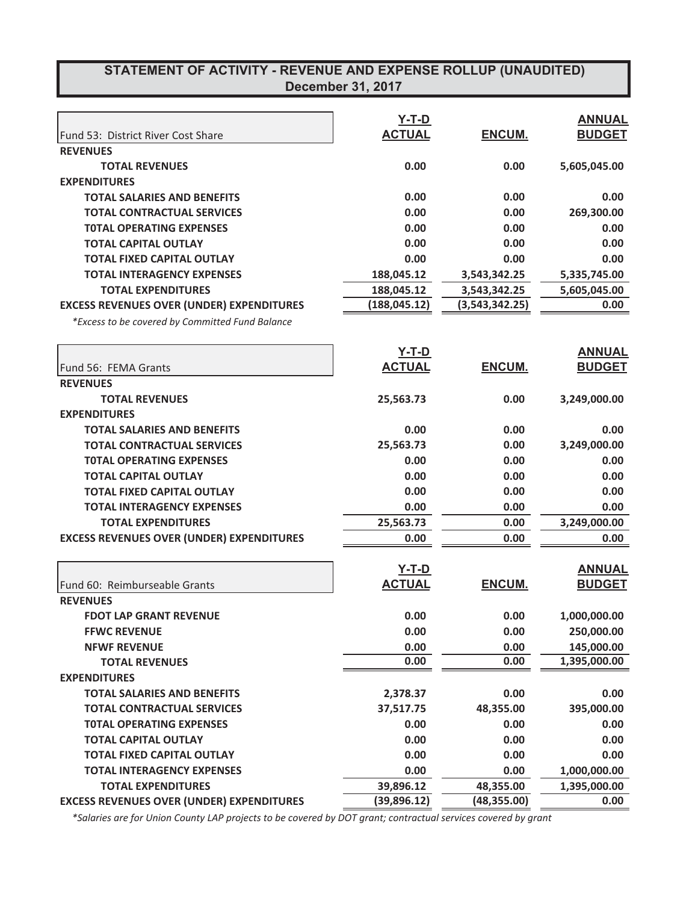# STATEMENT OF ACTIVITY - REVENUE AND EXPENSE ROLLUP (UNAUDITED)
## December 31, 2017

| Fund 53: District River Cost Share | Y-T-D ACTUAL | ENCUM. | ANNUAL BUDGET |
|---|---|---|---|
| **REVENUES** | | | |
| **TOTAL REVENUES** | 0.00 | 0.00 | 5,605,045.00 |
| **EXPENDITURES** | | | |
| **TOTAL SALARIES AND BENEFITS** | 0.00 | 0.00 | 0.00 |
| **TOTAL CONTRACTUAL SERVICES** | 0.00 | 0.00 | 269,300.00 |
| **T0TAL OPERATING EXPENSES** | 0.00 | 0.00 | 0.00 |
| **TOTAL CAPITAL OUTLAY** | 0.00 | 0.00 | 0.00 |
| **TOTAL FIXED CAPITAL OUTLAY** | 0.00 | 0.00 | 0.00 |
| **TOTAL INTERAGENCY EXPENSES** | 188,045.12 | 3,543,342.25 | 5,335,745.00 |
| **TOTAL EXPENDITURES** | 188,045.12 | 3,543,342.25 | 5,605,045.00 |
| **EXCESS REVENUES OVER (UNDER) EXPENDITURES** | (188,045.12) | (3,543,342.25) | 0.00 |

*\*Excess to be covered by Committed Fund Balance*

| Fund 56: FEMA Grants | Y-T-D ACTUAL | ENCUM. | ANNUAL BUDGET |
|---|---|---|---|
| **REVENUES** | | | |
| **TOTAL REVENUES** | 25,563.73 | 0.00 | 3,249,000.00 |
| **EXPENDITURES** | | | |
| **TOTAL SALARIES AND BENEFITS** | 0.00 | 0.00 | 0.00 |
| **TOTAL CONTRACTUAL SERVICES** | 25,563.73 | 0.00 | 3,249,000.00 |
| **T0TAL OPERATING EXPENSES** | 0.00 | 0.00 | 0.00 |
| **TOTAL CAPITAL OUTLAY** | 0.00 | 0.00 | 0.00 |
| **TOTAL FIXED CAPITAL OUTLAY** | 0.00 | 0.00 | 0.00 |
| **TOTAL INTERAGENCY EXPENSES** | 0.00 | 0.00 | 0.00 |
| **TOTAL EXPENDITURES** | 25,563.73 | 0.00 | 3,249,000.00 |
| **EXCESS REVENUES OVER (UNDER) EXPENDITURES** | 0.00 | 0.00 | 0.00 |

| Fund 60: Reimburseable Grants | Y-T-D ACTUAL | ENCUM. | ANNUAL BUDGET |
|---|---|---|---|
| **REVENUES** | | | |
| **FDOT LAP GRANT REVENUE** | 0.00 | 0.00 | 1,000,000.00 |
| **FFWC REVENUE** | 0.00 | 0.00 | 250,000.00 |
| **NFWF REVENUE** | 0.00 | 0.00 | 145,000.00 |
| **TOTAL REVENUES** | 0.00 | 0.00 | 1,395,000.00 |
| **EXPENDITURES** | | | |
| **TOTAL SALARIES AND BENEFITS** | 2,378.37 | 0.00 | 0.00 |
| **TOTAL CONTRACTUAL SERVICES** | 37,517.75 | 48,355.00 | 395,000.00 |
| **T0TAL OPERATING EXPENSES** | 0.00 | 0.00 | 0.00 |
| **TOTAL CAPITAL OUTLAY** | 0.00 | 0.00 | 0.00 |
| **TOTAL FIXED CAPITAL OUTLAY** | 0.00 | 0.00 | 0.00 |
| **TOTAL INTERAGENCY EXPENSES** | 0.00 | 0.00 | 1,000,000.00 |
| **TOTAL EXPENDITURES** | 39,896.12 | 48,355.00 | 1,395,000.00 |
| **EXCESS REVENUES OVER (UNDER) EXPENDITURES** | (39,896.12) | (48,355.00) | 0.00 |

*\*Salaries are for Union County LAP projects to be covered by DOT grant; contractual services covered by grant*